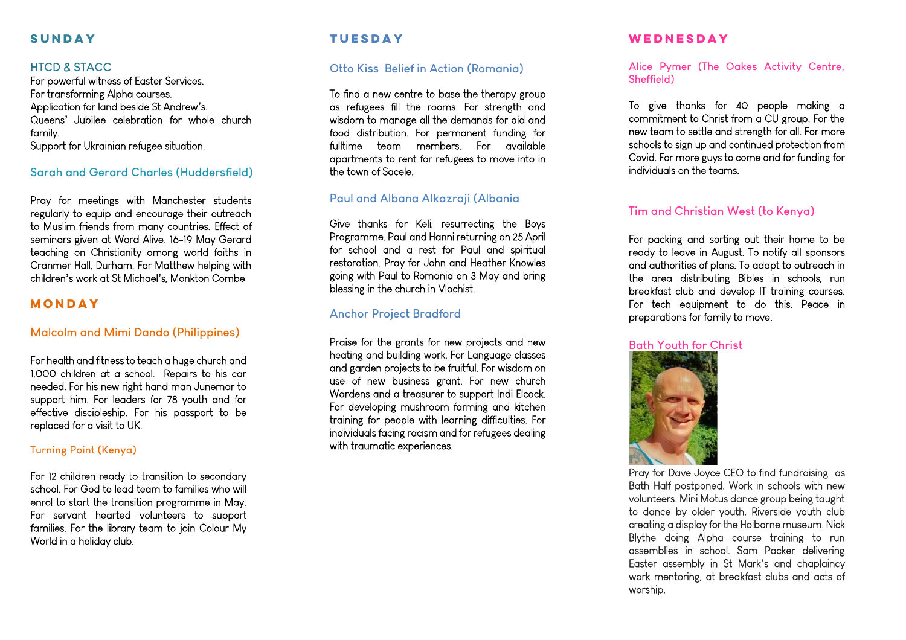## SUNDAY

### HTCD & STACC

For powerful witness of Easter Services.
For transforming Alpha courses.
Application for land beside St Andrew's.
Queens' Jubilee celebration for whole church family.
Support for Ukrainian refugee situation.

### Sarah and Gerard Charles (Huddersfield)

Pray for meetings with Manchester students regularly to equip and encourage their outreach to Muslim friends from many countries. Effect of seminars given at Word Alive. 16-19 May Gerard teaching on Christianity among world faiths in Cranmer Hall, Durham. For Matthew helping with children's work at St Michael's, Monkton Combe

## MONDAY

### Malcolm and Mimi Dando (Philippines)

For health and fitness to teach a huge church and 1,000 children at a school. Repairs to his car needed. For his new right hand man Junemar to support him. For leaders for 78 youth and for effective discipleship. For his passport to be replaced for a visit to UK.

### Turning Point (Kenya)

For 12 children ready to transition to secondary school. For God to lead team to families who will enrol to start the transition programme in May. For servant hearted volunteers to support families. For the library team to join Colour My World in a holiday club.

## TUESDAY

### Otto Kiss Belief in Action (Romania)

To find a new centre to base the therapy group as refugees fill the rooms. For strength and wisdom to manage all the demands for aid and food distribution. For permanent funding for fulltime team members. For available apartments to rent for refugees to move into in the town of Sacele.

### Paul and Albana Alkazraji (Albania

Give thanks for Keli, resurrecting the Boys Programme. Paul and Hanni returning on 25 April for school and a rest for Paul and spiritual restoration. Pray for John and Heather Knowles going with Paul to Romania on 3 May and bring blessing in the church in Vlochist.

### Anchor Project Bradford

Praise for the grants for new projects and new heating and building work. For Language classes and garden projects to be fruitful. For wisdom on use of new business grant. For new church Wardens and a treasurer to support Indi Elcock. For developing mushroom farming and kitchen training for people with learning difficulties. For individuals facing racism and for refugees dealing with traumatic experiences.

## WEDNESDAY

### Alice Pymer (The Oakes Activity Centre, Sheffield)

To give thanks for 40 people making a commitment to Christ from a CU group. For the new team to settle and strength for all. For more schools to sign up and continued protection from Covid. For more guys to come and for funding for individuals on the teams.

### Tim and Christian West (to Kenya)

For packing and sorting out their home to be ready to leave in August. To notify all sponsors and authorities of plans. To adapt to outreach in the area distributing Bibles in schools, run breakfast club and develop IT training courses. For tech equipment to do this. Peace in preparations for family to move.

### Bath Youth for Christ

Pray for Dave Joyce CEO to find fundraising as Bath Half postponed. Work in schools with new volunteers. Mini Motus dance group being taught to dance by older youth. Riverside youth club creating a display for the Holborne museum. Nick Blythe doing Alpha course training to run assemblies in school. Sam Packer delivering Easter assembly in St Mark's and chaplaincy work mentoring, at breakfast clubs and acts of worship.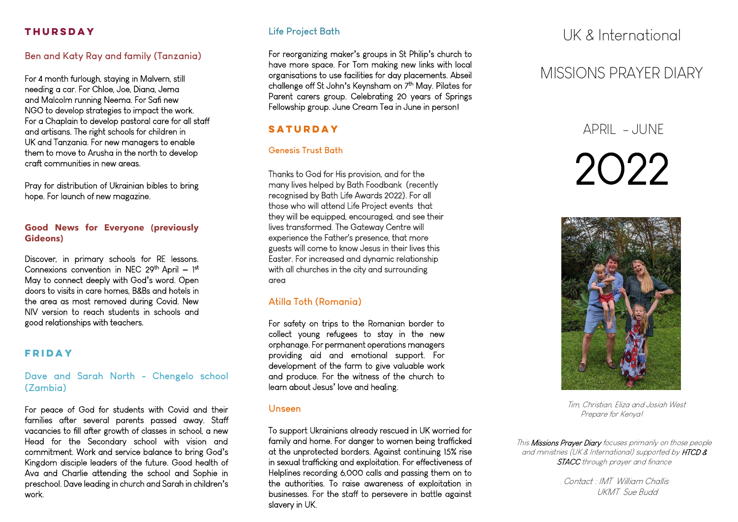## THURSDAY

### Ben and Katy Ray and family (Tanzania)

For 4 month furlough, staying in Malvern, still needing a car. For Chloe, Joe, Diana, Jema and Malcolm running Neema. For Safi new NGO to develop strategies to impact the work. For a Chaplain to develop pastoral care for all staff and artisans. The right schools for children in UK and Tanzania. For new managers to enable them to move to Arusha in the north to develop craft communities in new areas.

Pray for distribution of Ukrainian bibles to bring hope. For launch of new magazine.

### Good News for Everyone (previously Gideons)

Discover, in primary schools for RE lessons. Connexions convention in NEC 29th April – 1st May to connect deeply with God's word. Open doors to visits in care homes, B&Bs and hotels in the area as most removed during Covid. New NIV version to reach students in schools and good relationships with teachers.

## FRIDAY

### Dave and Sarah North - Chengelo school (Zambia)

For peace of God for students with Covid and their families after several parents passed away. Staff vacancies to fill after growth of classes in school, a new Head for the Secondary school with vision and commitment. Work and service balance to bring God's Kingdom disciple leaders of the future. Good health of Ava and Charlie attending the school and Sophie in preschool. Dave leading in church and Sarah in children's work.

### Life Project Bath

For reorganizing maker's groups in St Philip's church to have more space. For Tom making new links with local organisations to use facilities for day placements. Abseil challenge off St John's Keynsham on 7th May. Pilates for Parent carers group. Celebrating 20 years of Springs Fellowship group. June Cream Tea in June in person!

## SATURDAY

### Genesis Trust Bath

Thanks to God for His provision, and for the many lives helped by Bath Foodbank (recently recognised by Bath Life Awards 2022). For all those who will attend Life Project events that they will be equipped, encouraged, and see their lives transformed. The Gateway Centre will experience the Father's presence, that more guests will come to know Jesus in their lives this Easter. For increased and dynamic relationship with all churches in the city and surrounding area

### Atilla Toth (Romania)

For safety on trips to the Romanian border to collect young refugees to stay in the new orphanage. For permanent operations managers providing aid and emotional support. For development of the farm to give valuable work and produce. For the witness of the church to learn about Jesus' love and healing.

### Unseen

To support Ukrainians already rescued in UK worried for family and home. For danger to women being trafficked at the unprotected borders. Against continuing 15% rise in sexual trafficking and exploitation. For effectiveness of Helplines recording 6,000 calls and passing them on to the authorities. To raise awareness of exploitation in businesses. For the staff to persevere in battle against slavery in UK.

# UK & International

# MISSIONS PRAYER DIARY

## APRIL – JUNE

# 2022

*Tim, Christian, Eliza and Josiah West Prepare for Kenya!*

*This **Missions Prayer Diary** focuses primarily on those people and ministries (UK & International) supported by **HTCD & STACC** through prayer and finance*

*. Contact : IMT William Challis*
*UKMT Sue Budd*